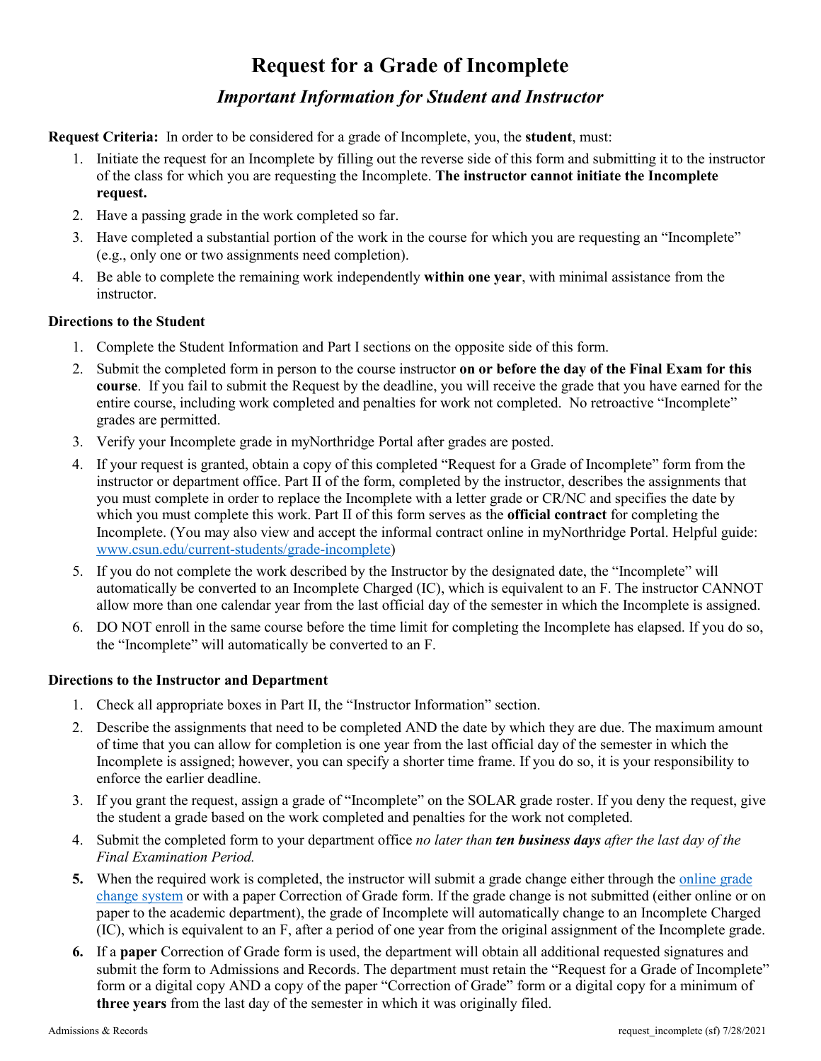# Request for a Grade of Incomplete

## *Important Information for Student and Instructor*

**Request Criteria:** In order to be considered for a grade of Incomplete, you, the **student**, must:

1. Initiate the request for an Incomplete by filling out the reverse side of this form and submitting it to the instructor of the class for which you are requesting the Incomplete. **The instructor cannot initiate the Incomplete request.**
2. Have a passing grade in the work completed so far.
3. Have completed a substantial portion of the work in the course for which you are requesting an "Incomplete" (e.g., only one or two assignments need completion).
4. Be able to complete the remaining work independently **within one year**, with minimal assistance from the instructor.

**Directions to the Student**

1. Complete the Student Information and Part I sections on the opposite side of this form.
2. Submit the completed form in person to the course instructor **on or before the day of the Final Exam for this course**. If you fail to submit the Request by the deadline, you will receive the grade that you have earned for the entire course, including work completed and penalties for work not completed. No retroactive "Incomplete" grades are permitted.
3. Verify your Incomplete grade in myNorthridge Portal after grades are posted.
4. If your request is granted, obtain a copy of this completed "Request for a Grade of Incomplete" form from the instructor or department office. Part II of the form, completed by the instructor, describes the assignments that you must complete in order to replace the Incomplete with a letter grade or CR/NC and specifies the date by which you must complete this work. Part II of this form serves as the **official contract** for completing the Incomplete. (You may also view and accept the informal contract online in myNorthridge Portal. Helpful guide: www.csun.edu/current-students/grade-incomplete)
5. If you do not complete the work described by the Instructor by the designated date, the "Incomplete" will automatically be converted to an Incomplete Charged (IC), which is equivalent to an F. The instructor CANNOT allow more than one calendar year from the last official day of the semester in which the Incomplete is assigned.
6. DO NOT enroll in the same course before the time limit for completing the Incomplete has elapsed. If you do so, the "Incomplete" will automatically be converted to an F.

**Directions to the Instructor and Department**

1. Check all appropriate boxes in Part II, the "Instructor Information" section.
2. Describe the assignments that need to be completed AND the date by which they are due. The maximum amount of time that you can allow for completion is one year from the last official day of the semester in which the Incomplete is assigned; however, you can specify a shorter time frame. If you do so, it is your responsibility to enforce the earlier deadline.
3. If you grant the request, assign a grade of "Incomplete" on the SOLAR grade roster. If you deny the request, give the student a grade based on the work completed and penalties for the work not completed.
4. Submit the completed form to your department office *no later than **ten business days** after the last day of the Final Examination Period.*
5. When the required work is completed, the instructor will submit a grade change either through the online grade change system or with a paper Correction of Grade form. If the grade change is not submitted (either online or on paper to the academic department), the grade of Incomplete will automatically change to an Incomplete Charged (IC), which is equivalent to an F, after a period of one year from the original assignment of the Incomplete grade.
6. If a **paper** Correction of Grade form is used, the department will obtain all additional requested signatures and submit the form to Admissions and Records. The department must retain the "Request for a Grade of Incomplete" form or a digital copy AND a copy of the paper "Correction of Grade" form or a digital copy for a minimum of **three years** from the last day of the semester in which it was originally filed.

Admissions & Records request_incomplete (sf) 7/28/2021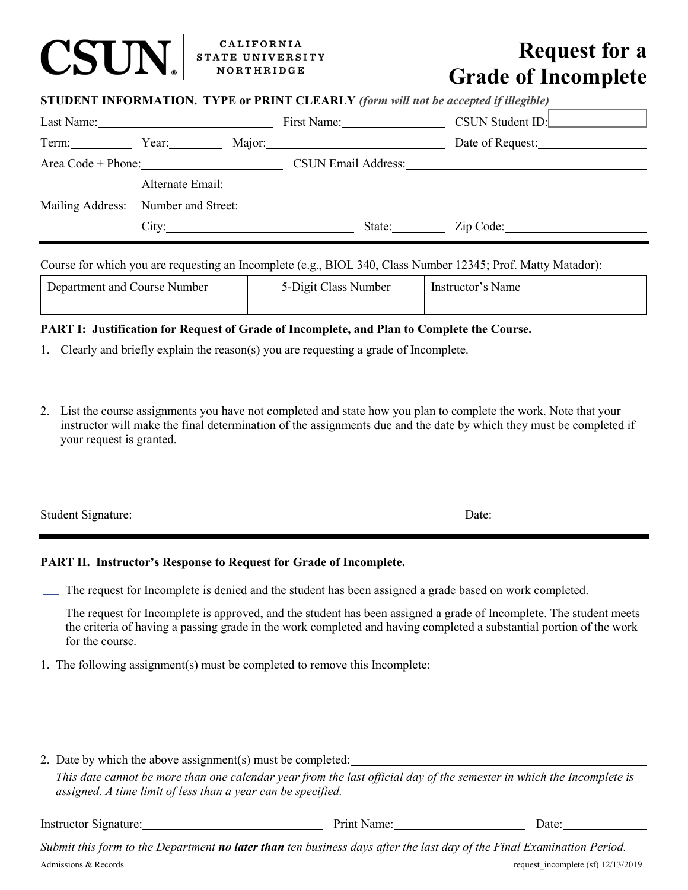**CSUN** | CALIFORNIA STATE UNIVERSITY NORTHRIDGE

# Request for a Grade of Incomplete

**STUDENT INFORMATION. TYPE or PRINT CLEARLY** *(form will not be accepted if illegible)*

Last Name: ______________________ First Name: ________________ CSUN Student ID: ______________

Term: __________ Year: _________ Major: _________________________ Date of Request: ________________

Area Code + Phone: ____________________ CSUN Email Address: ______________________________

Alternate Email: ______________________________________________

Mailing Address: Number and Street: ______________________________________________

City: ___________________________ State: _________ Zip Code: ____________________

Course for which you are requesting an Incomplete (e.g., BIOL 340, Class Number 12345; Prof. Matty Matador):

| Department and Course Number | 5-Digit Class Number | Instructor's Name |
|---|---|---|
| | | |

**PART I: Justification for Request of Grade of Incomplete, and Plan to Complete the Course.**

1. Clearly and briefly explain the reason(s) you are requesting a grade of Incomplete.

2. List the course assignments you have not completed and state how you plan to complete the work. Note that your instructor will make the final determination of the assignments due and the date by which they must be completed if your request is granted.

Student Signature: ______________________________________________ Date: ____________________

**PART II. Instructor's Response to Request for Grade of Incomplete.**

☐ The request for Incomplete is denied and the student has been assigned a grade based on work completed.

☐ The request for Incomplete is approved, and the student has been assigned a grade of Incomplete. The student meets the criteria of having a passing grade in the work completed and having completed a substantial portion of the work for the course.

1. The following assignment(s) must be completed to remove this Incomplete:

2. Date by which the above assignment(s) must be completed: ______________________________________

   *This date cannot be more than one calendar year from the last official day of the semester in which the Incomplete is assigned. A time limit of less than a year can be specified.*

Instructor Signature: __________________________ Print Name: ____________________ Date: ______________

*Submit this form to the Department* ***no later than*** *ten business days after the last day of the Final Examination Period.*

Admissions & Records

request_incomplete (sf) 12/13/2019